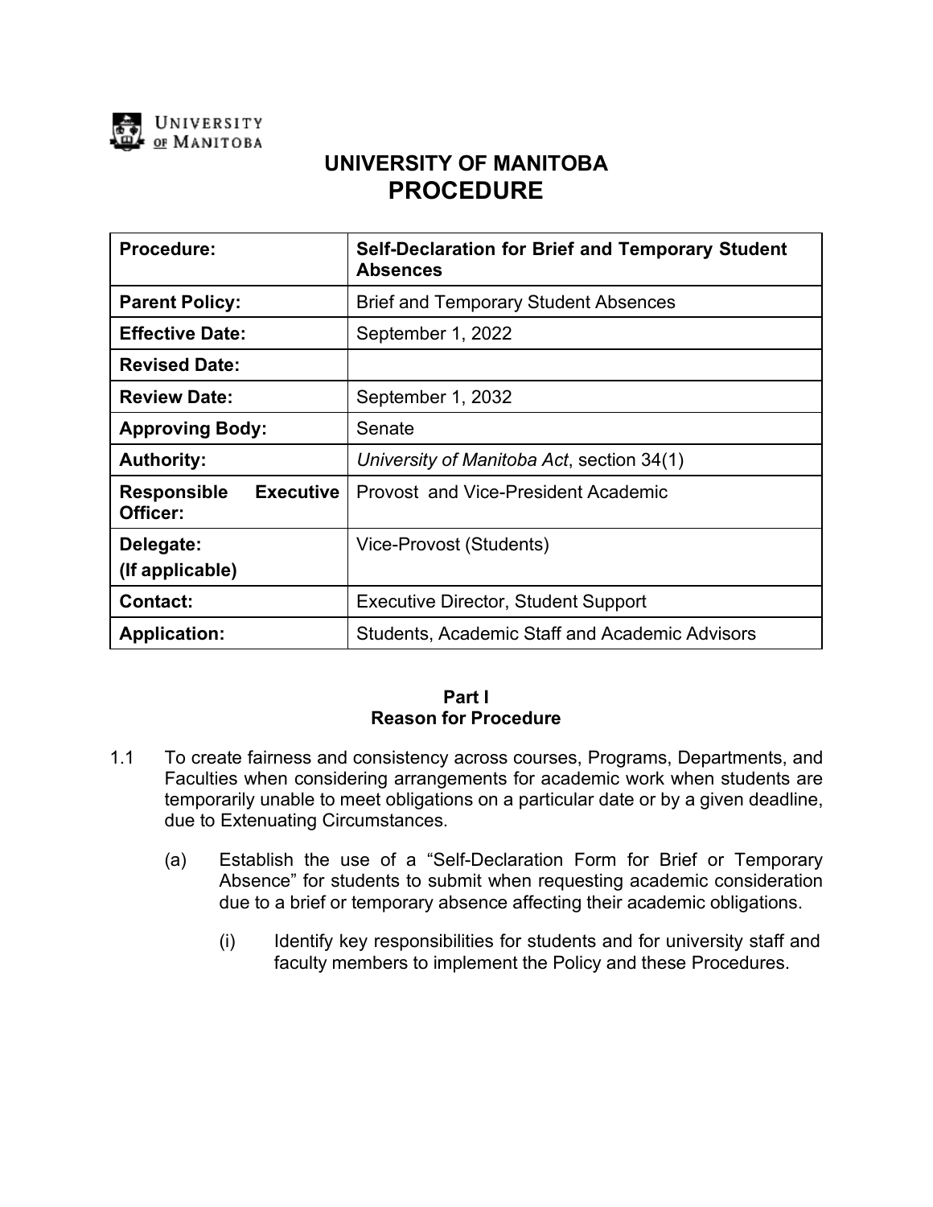UNIVERSITY OF MANITOBA

# UNIVERSITY OF MANITOBA
# PROCEDURE

| **Procedure:** | **Self-Declaration for Brief and Temporary Student Absences** |
|---|---|
| **Parent Policy:** | Brief and Temporary Student Absences |
| **Effective Date:** | September 1, 2022 |
| **Revised Date:** | |
| **Review Date:** | September 1, 2032 |
| **Approving Body:** | Senate |
| **Authority:** | *University of Manitoba Act*, section 34(1) |
| **Responsible Executive Officer:** | Provost and Vice-President Academic |
| **Delegate: (If applicable)** | Vice-Provost (Students) |
| **Contact:** | Executive Director, Student Support |
| **Application:** | Students, Academic Staff and Academic Advisors |

## Part I
## Reason for Procedure

1.1 To create fairness and consistency across courses, Programs, Departments, and Faculties when considering arrangements for academic work when students are temporarily unable to meet obligations on a particular date or by a given deadline, due to Extenuating Circumstances.

   (a) Establish the use of a “Self-Declaration Form for Brief or Temporary Absence” for students to submit when requesting academic consideration due to a brief or temporary absence affecting their academic obligations.

      (i) Identify key responsibilities for students and for university staff and faculty members to implement the Policy and these Procedures.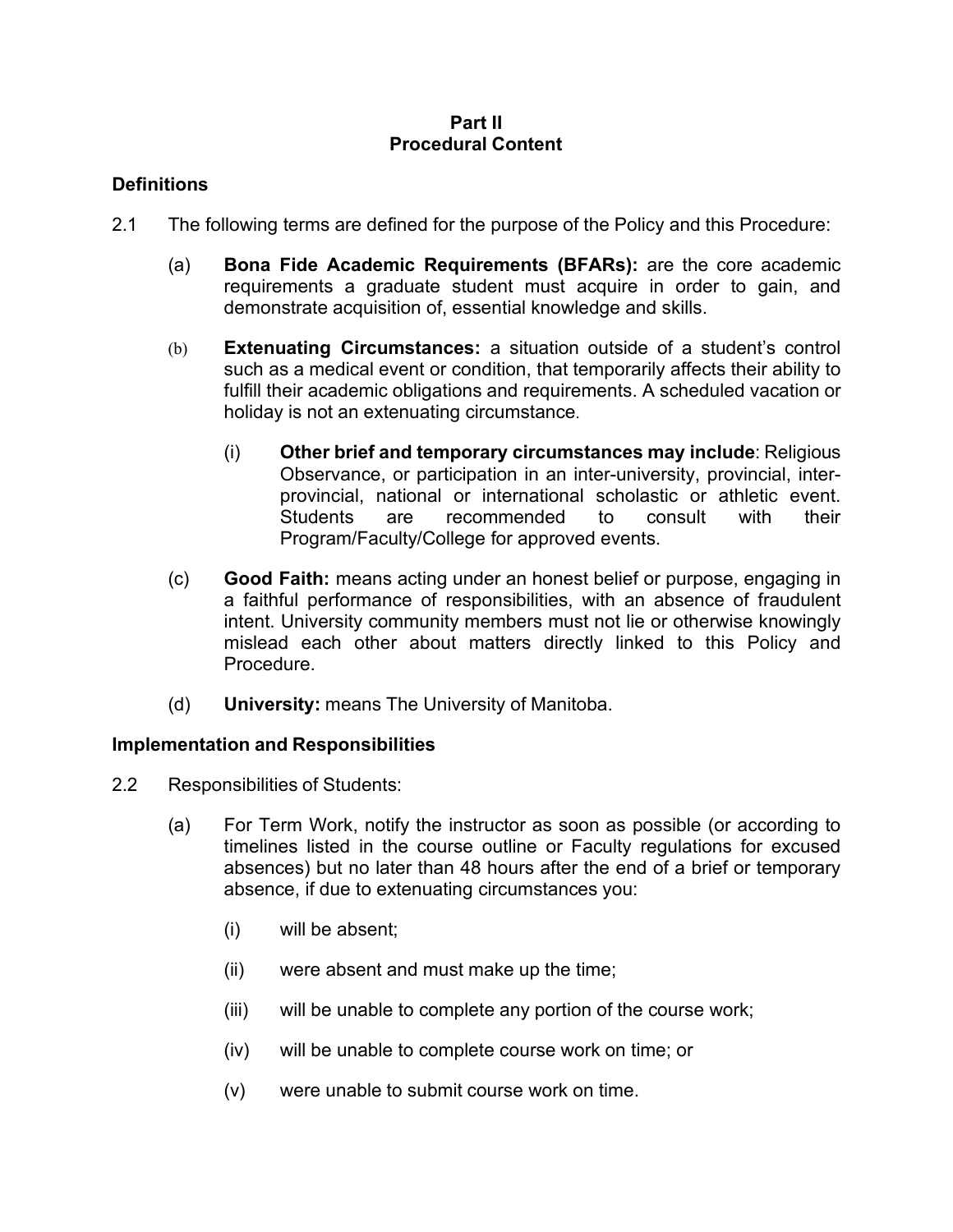## Part II
## Procedural Content

### Definitions

2.1 The following terms are defined for the purpose of the Policy and this Procedure:

(a) **Bona Fide Academic Requirements (BFARs):** are the core academic requirements a graduate student must acquire in order to gain, and demonstrate acquisition of, essential knowledge and skills.

(b) **Extenuating Circumstances:** a situation outside of a student's control such as a medical event or condition, that temporarily affects their ability to fulfill their academic obligations and requirements. A scheduled vacation or holiday is not an extenuating circumstance.

(i) **Other brief and temporary circumstances may include**: Religious Observance, or participation in an inter-university, provincial, inter-provincial, national or international scholastic or athletic event. Students are recommended to consult with their Program/Faculty/College for approved events.

(c) **Good Faith:** means acting under an honest belief or purpose, engaging in a faithful performance of responsibilities, with an absence of fraudulent intent. University community members must not lie or otherwise knowingly mislead each other about matters directly linked to this Policy and Procedure.

(d) **University:** means The University of Manitoba.

### Implementation and Responsibilities

2.2 Responsibilities of Students:

(a) For Term Work, notify the instructor as soon as possible (or according to timelines listed in the course outline or Faculty regulations for excused absences) but no later than 48 hours after the end of a brief or temporary absence, if due to extenuating circumstances you:

(i) will be absent;

(ii) were absent and must make up the time;

(iii) will be unable to complete any portion of the course work;

(iv) will be unable to complete course work on time; or

(v) were unable to submit course work on time.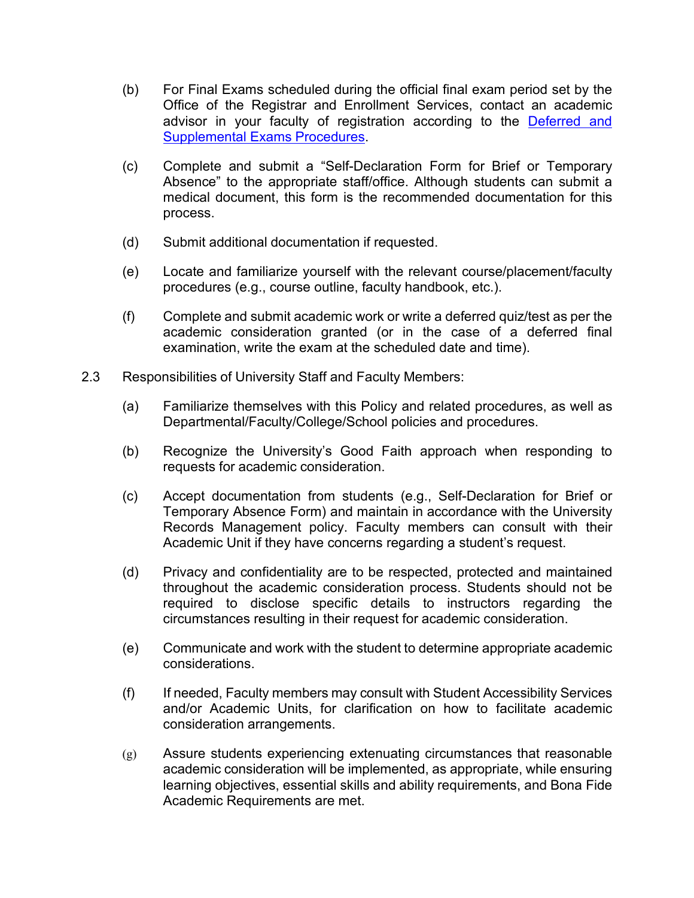(b) For Final Exams scheduled during the official final exam period set by the Office of the Registrar and Enrollment Services, contact an academic advisor in your faculty of registration according to the [Deferred and Supplemental Exams Procedures](#).

(c) Complete and submit a “Self-Declaration Form for Brief or Temporary Absence” to the appropriate staff/office. Although students can submit a medical document, this form is the recommended documentation for this process.

(d) Submit additional documentation if requested.

(e) Locate and familiarize yourself with the relevant course/placement/faculty procedures (e.g., course outline, faculty handbook, etc.).

(f) Complete and submit academic work or write a deferred quiz/test as per the academic consideration granted (or in the case of a deferred final examination, write the exam at the scheduled date and time).

2.3 Responsibilities of University Staff and Faculty Members:

(a) Familiarize themselves with this Policy and related procedures, as well as Departmental/Faculty/College/School policies and procedures.

(b) Recognize the University’s Good Faith approach when responding to requests for academic consideration.

(c) Accept documentation from students (e.g., Self-Declaration for Brief or Temporary Absence Form) and maintain in accordance with the University Records Management policy. Faculty members can consult with their Academic Unit if they have concerns regarding a student’s request.

(d) Privacy and confidentiality are to be respected, protected and maintained throughout the academic consideration process. Students should not be required to disclose specific details to instructors regarding the circumstances resulting in their request for academic consideration.

(e) Communicate and work with the student to determine appropriate academic considerations.

(f) If needed, Faculty members may consult with Student Accessibility Services and/or Academic Units, for clarification on how to facilitate academic consideration arrangements.

(g) Assure students experiencing extenuating circumstances that reasonable academic consideration will be implemented, as appropriate, while ensuring learning objectives, essential skills and ability requirements, and Bona Fide Academic Requirements are met.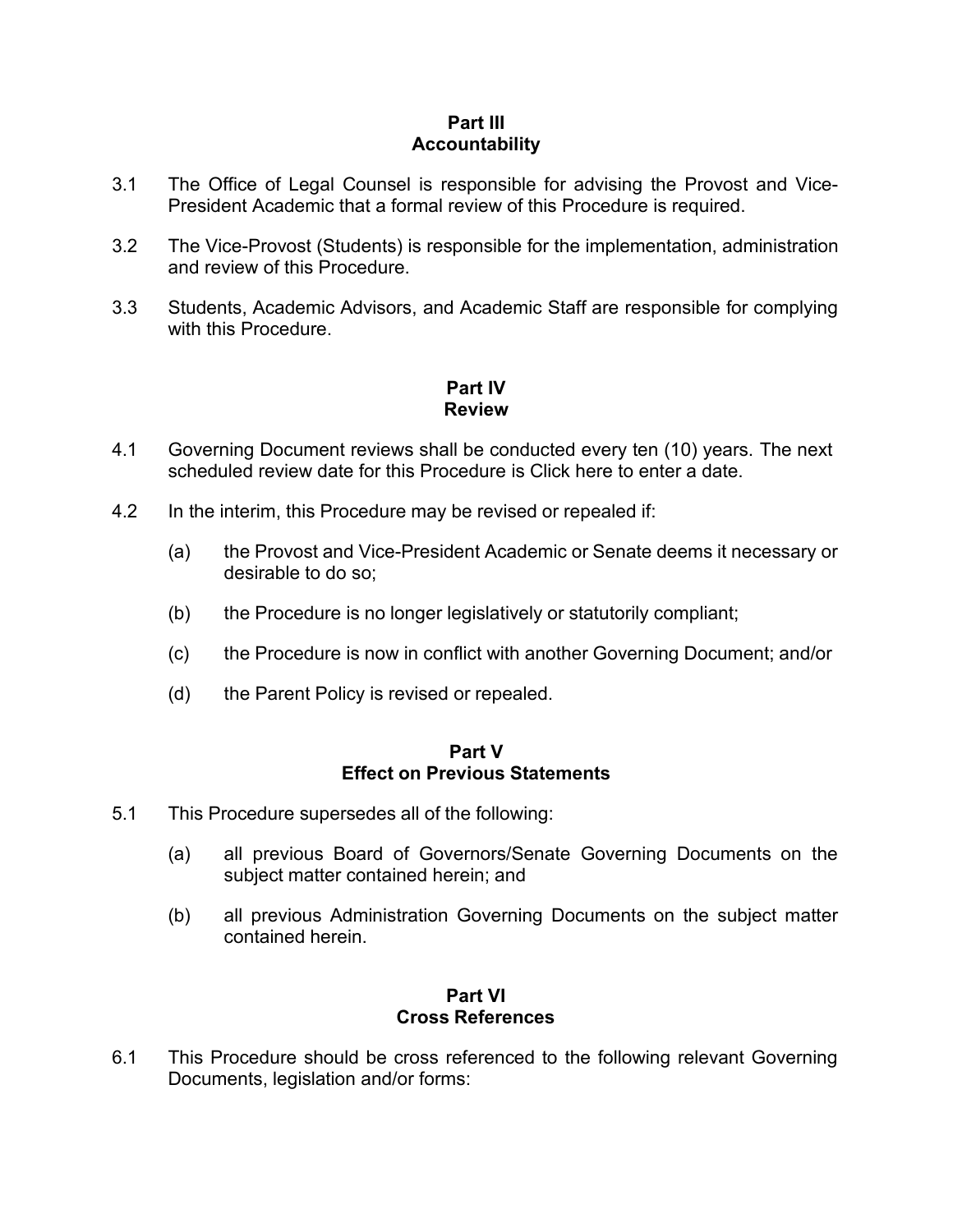## Part III
## Accountability

3.1 The Office of Legal Counsel is responsible for advising the Provost and Vice-President Academic that a formal review of this Procedure is required.

3.2 The Vice-Provost (Students) is responsible for the implementation, administration and review of this Procedure.

3.3 Students, Academic Advisors, and Academic Staff are responsible for complying with this Procedure.

## Part IV
## Review

4.1 Governing Document reviews shall be conducted every ten (10) years. The next scheduled review date for this Procedure is Click here to enter a date.

4.2 In the interim, this Procedure may be revised or repealed if:

(a) the Provost and Vice-President Academic or Senate deems it necessary or desirable to do so;

(b) the Procedure is no longer legislatively or statutorily compliant;

(c) the Procedure is now in conflict with another Governing Document; and/or

(d) the Parent Policy is revised or repealed.

## Part V
## Effect on Previous Statements

5.1 This Procedure supersedes all of the following:

(a) all previous Board of Governors/Senate Governing Documents on the subject matter contained herein; and

(b) all previous Administration Governing Documents on the subject matter contained herein.

## Part VI
## Cross References

6.1 This Procedure should be cross referenced to the following relevant Governing Documents, legislation and/or forms: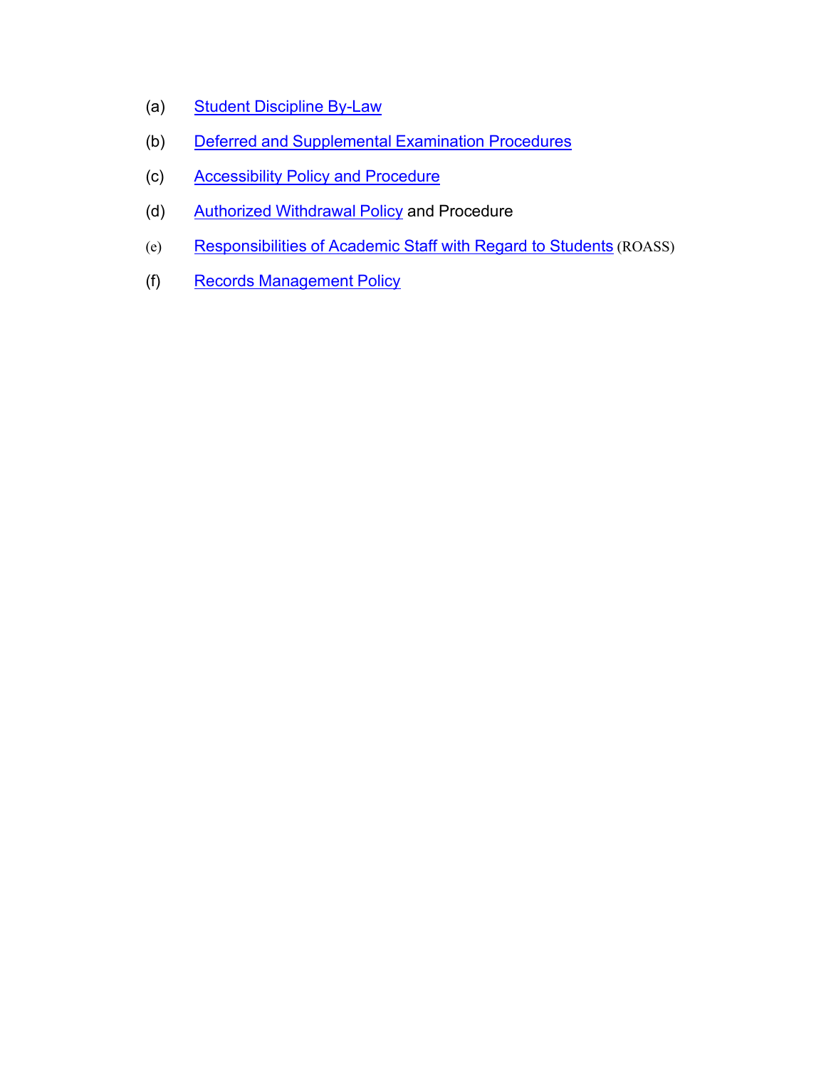(a) Student Discipline By-Law

(b) Deferred and Supplemental Examination Procedures

(c) Accessibility Policy and Procedure

(d) Authorized Withdrawal Policy and Procedure

(e) Responsibilities of Academic Staff with Regard to Students (ROASS)

(f) Records Management Policy